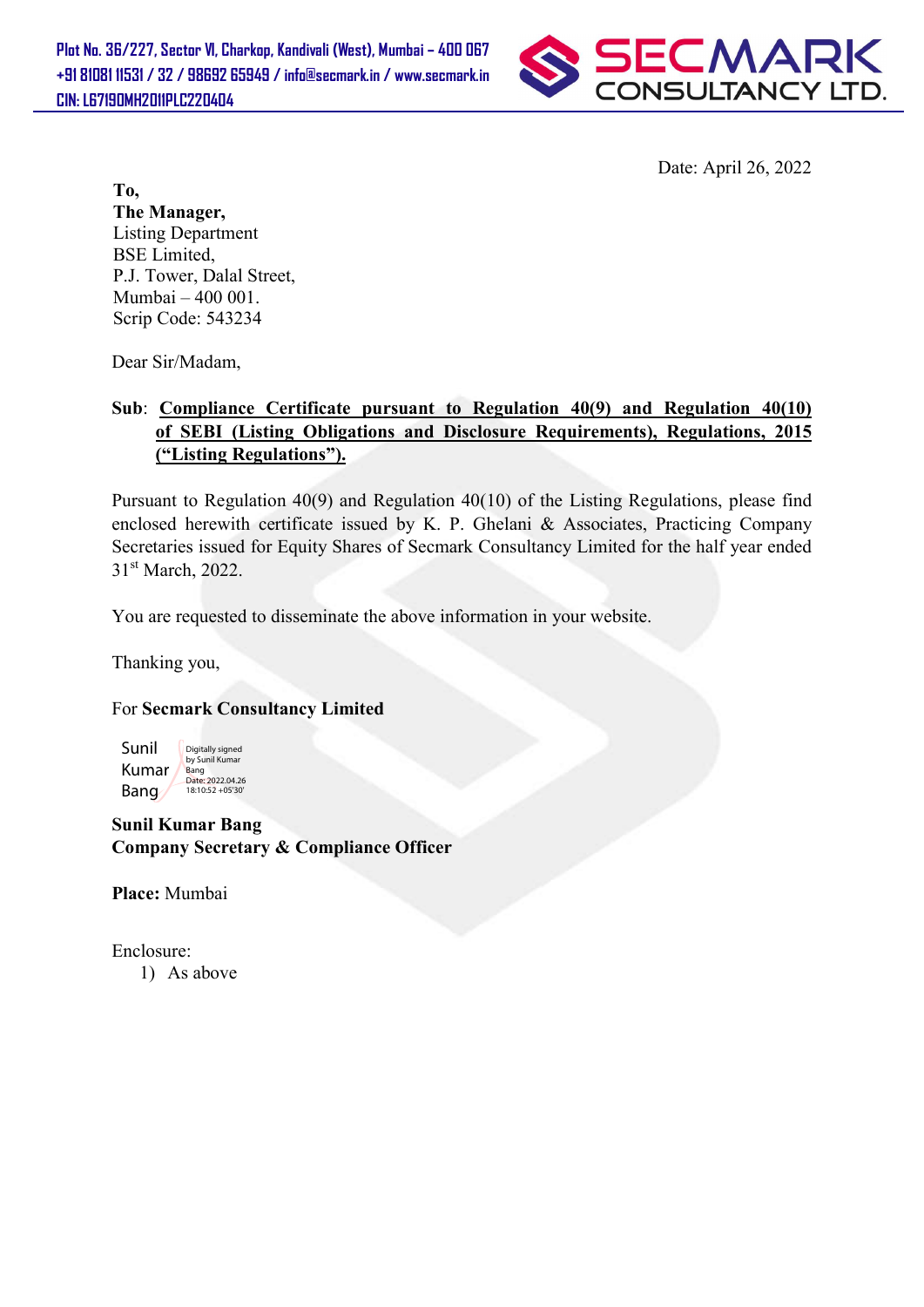Plot No. 36/227, Sector VI, Charkop, Kandivali (West), Mumbai – 400 067
+91 81081 11531 / 32 / 98692 65949 / info@secmark.in / www.secmark.in
CIN: L67190MH2011PLC220404

SECMARK CONSULTANCY LTD.

Date: April 26, 2022

**To,**
**The Manager,**
Listing Department
BSE Limited,
P.J. Tower, Dalal Street,
Mumbai – 400 001.
Scrip Code: 543234

Dear Sir/Madam,

**Sub**: **Compliance Certificate pursuant to Regulation 40(9) and Regulation 40(10) of SEBI (Listing Obligations and Disclosure Requirements), Regulations, 2015 ("Listing Regulations").**

Pursuant to Regulation 40(9) and Regulation 40(10) of the Listing Regulations, please find enclosed herewith certificate issued by K. P. Ghelani & Associates, Practicing Company Secretaries issued for Equity Shares of Secmark Consultancy Limited for the half year ended 31st March, 2022.

You are requested to disseminate the above information in your website.

Thanking you,

For **Secmark Consultancy Limited**

Sunil Kumar Bang
Digitally signed by Sunil Kumar Bang
Date: 2022.04.26 18:10:52 +05'30'

**Sunil Kumar Bang**
**Company Secretary & Compliance Officer**

**Place:** Mumbai

Enclosure:
1) As above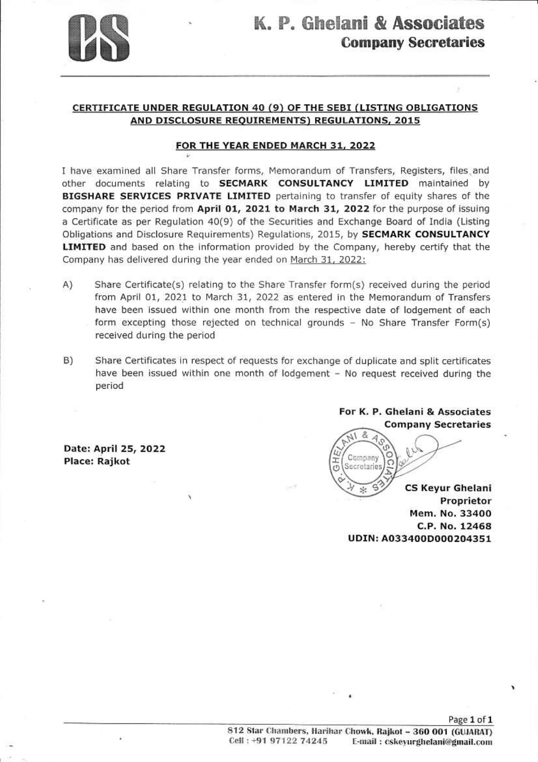# K. P. Ghelani & Associates
## Company Secretaries

**CERTIFICATE UNDER REGULATION 40 (9) OF THE SEBI (LISTING OBLIGATIONS AND DISCLOSURE REQUIREMENTS) REGULATIONS, 2015**

**FOR THE YEAR ENDED MARCH 31, 2022**

I have examined all Share Transfer forms, Memorandum of Transfers, Registers, files and other documents relating to **SECMARK CONSULTANCY LIMITED** maintained by **BIGSHARE SERVICES PRIVATE LIMITED** pertaining to transfer of equity shares of the company for the period from **April 01, 2021 to March 31, 2022** for the purpose of issuing a Certificate as per Regulation 40(9) of the Securities and Exchange Board of India (Listing Obligations and Disclosure Requirements) Regulations, 2015, by **SECMARK CONSULTANCY LIMITED** and based on the information provided by the Company, hereby certify that the Company has delivered during the year ended on March 31, 2022:

A) Share Certificate(s) relating to the Share Transfer form(s) received during the period from April 01, 2021 to March 31, 2022 as entered in the Memorandum of Transfers have been issued within one month from the respective date of lodgement of each form excepting those rejected on technical grounds – No Share Transfer Form(s) received during the period

B) Share Certificates in respect of requests for exchange of duplicate and split certificates have been issued within one month of lodgement – No request received during the period

**For K. P. Ghelani & Associates**
**Company Secretaries**

**Date: April 25, 2022**
**Place: Rajkot**

**CS Keyur Ghelani**
**Proprietor**
**Mem. No. 33400**
**C.P. No. 12468**
**UDIN: A033400D000204351**

812 Star Chambers, Harihar Chowk, Rajkot – 360 001 (GUJARAT)
Cell : +91 97122 74245 E-mail : cskeyurghelani@gmail.com